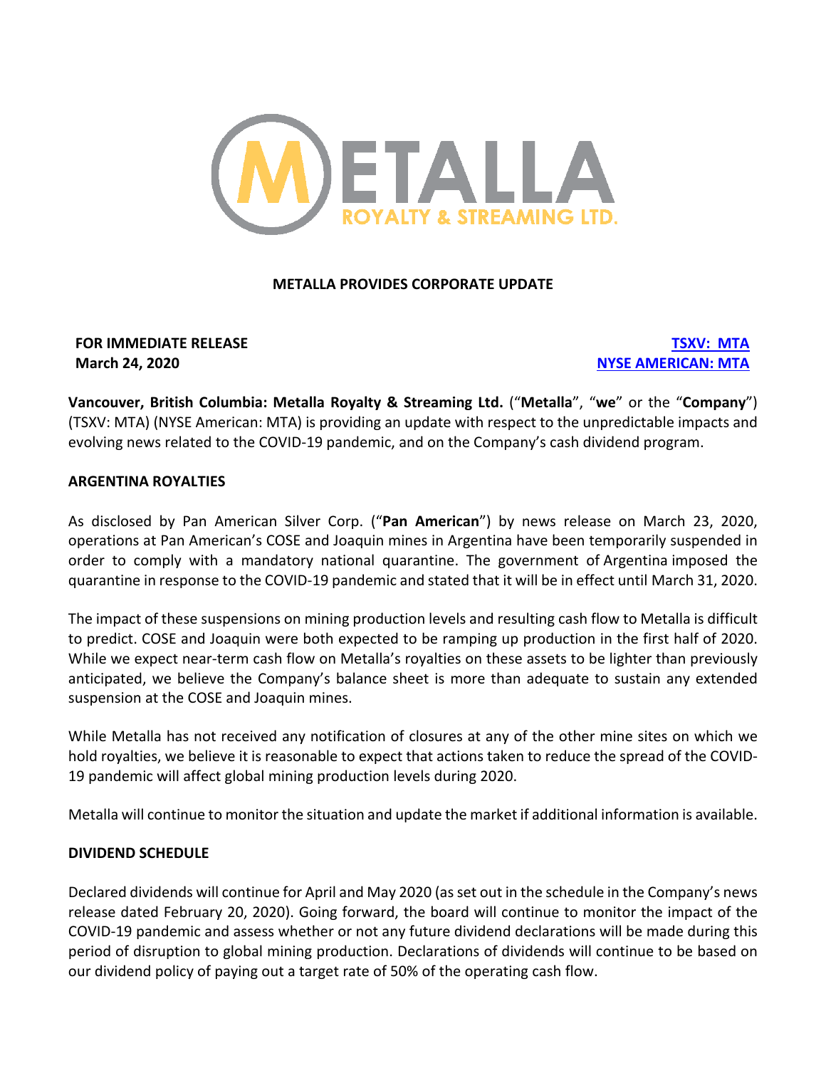# METALLA PROVIDES CORPORATE UPDATE

**FOR IMMEDIATE RELEASE**
**March 24, 2020**

**TSXV: MTA**
**NYSE AMERICAN: MTA**

**Vancouver, British Columbia: Metalla Royalty & Streaming Ltd.** ("**Metalla**", "**we**" or the "**Company**") (TSXV: MTA) (NYSE American: MTA) is providing an update with respect to the unpredictable impacts and evolving news related to the COVID-19 pandemic, and on the Company's cash dividend program.

## ARGENTINA ROYALTIES

As disclosed by Pan American Silver Corp. ("**Pan American**") by news release on March 23, 2020, operations at Pan American's COSE and Joaquin mines in Argentina have been temporarily suspended in order to comply with a mandatory national quarantine. The government of Argentina imposed the quarantine in response to the COVID-19 pandemic and stated that it will be in effect until March 31, 2020.

The impact of these suspensions on mining production levels and resulting cash flow to Metalla is difficult to predict. COSE and Joaquin were both expected to be ramping up production in the first half of 2020. While we expect near-term cash flow on Metalla's royalties on these assets to be lighter than previously anticipated, we believe the Company's balance sheet is more than adequate to sustain any extended suspension at the COSE and Joaquin mines.

While Metalla has not received any notification of closures at any of the other mine sites on which we hold royalties, we believe it is reasonable to expect that actions taken to reduce the spread of the COVID-19 pandemic will affect global mining production levels during 2020.

Metalla will continue to monitor the situation and update the market if additional information is available.

## DIVIDEND SCHEDULE

Declared dividends will continue for April and May 2020 (as set out in the schedule in the Company's news release dated February 20, 2020). Going forward, the board will continue to monitor the impact of the COVID-19 pandemic and assess whether or not any future dividend declarations will be made during this period of disruption to global mining production. Declarations of dividends will continue to be based on our dividend policy of paying out a target rate of 50% of the operating cash flow.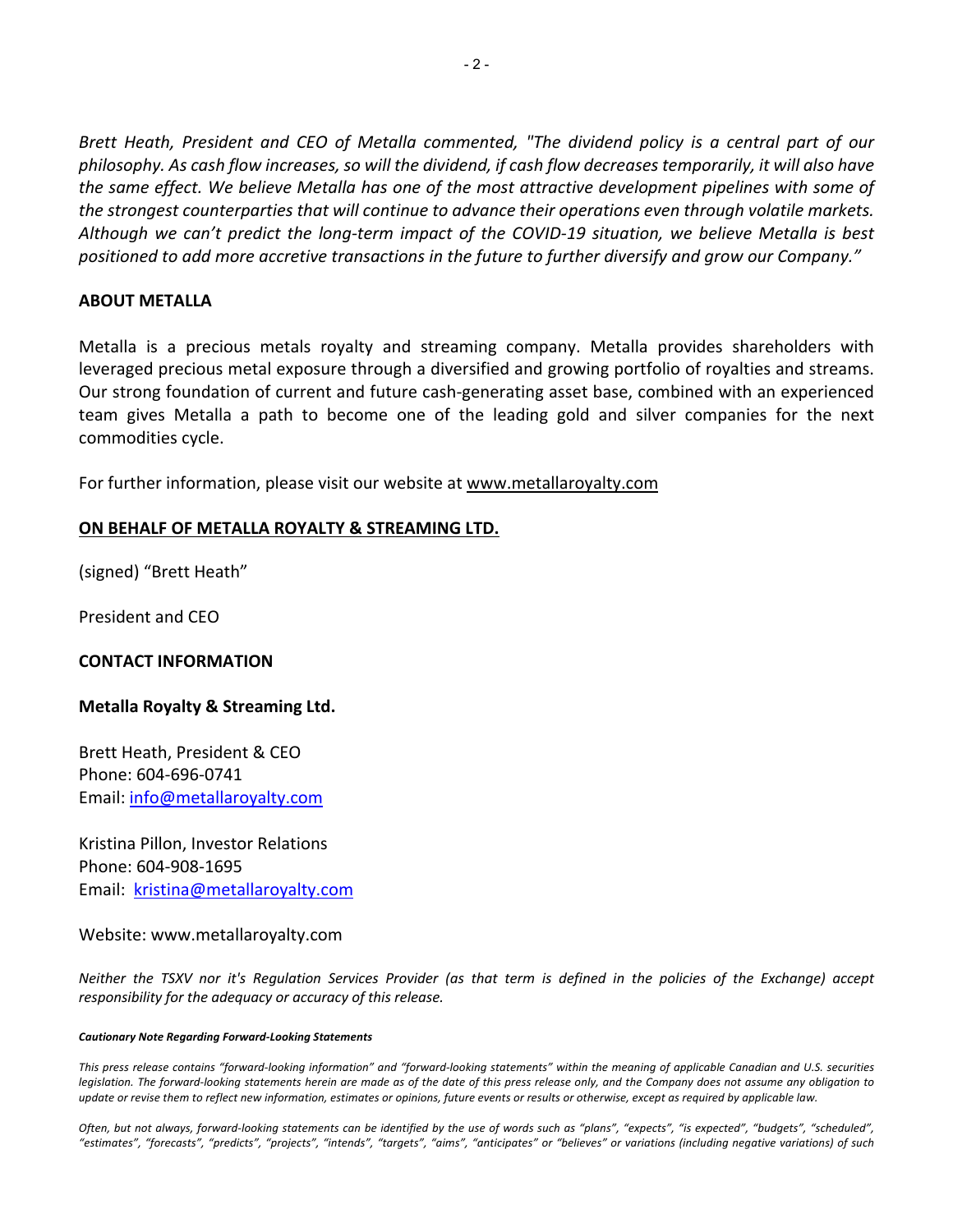*Brett Heath, President and CEO of Metalla commented, "The dividend policy is a central part of our philosophy. As cash flow increases, so will the dividend, if cash flow decreases temporarily, it will also have the same effect. We believe Metalla has one of the most attractive development pipelines with some of the strongest counterparties that will continue to advance their operations even through volatile markets. Although we can't predict the long-term impact of the COVID-19 situation, we believe Metalla is best positioned to add more accretive transactions in the future to further diversify and grow our Company."*

**ABOUT METALLA**

Metalla is a precious metals royalty and streaming company. Metalla provides shareholders with leveraged precious metal exposure through a diversified and growing portfolio of royalties and streams. Our strong foundation of current and future cash-generating asset base, combined with an experienced team gives Metalla a path to become one of the leading gold and silver companies for the next commodities cycle.

For further information, please visit our website at www.metallaroyalty.com

**ON BEHALF OF METALLA ROYALTY & STREAMING LTD.**

(signed) "Brett Heath"

President and CEO

**CONTACT INFORMATION**

**Metalla Royalty & Streaming Ltd.**

Brett Heath, President & CEO
Phone: 604-696-0741
Email: info@metallaroyalty.com

Kristina Pillon, Investor Relations
Phone: 604-908-1695
Email: kristina@metallaroyalty.com

Website: www.metallaroyalty.com

*Neither the TSXV nor it's Regulation Services Provider (as that term is defined in the policies of the Exchange) accept responsibility for the adequacy or accuracy of this release.*

***Cautionary Note Regarding Forward-Looking Statements***

*This press release contains "forward-looking information" and "forward-looking statements" within the meaning of applicable Canadian and U.S. securities legislation. The forward-looking statements herein are made as of the date of this press release only, and the Company does not assume any obligation to update or revise them to reflect new information, estimates or opinions, future events or results or otherwise, except as required by applicable law.*

*Often, but not always, forward-looking statements can be identified by the use of words such as "plans", "expects", "is expected", "budgets", "scheduled", "estimates", "forecasts", "predicts", "projects", "intends", "targets", "aims", "anticipates" or "believes" or variations (including negative variations) of such*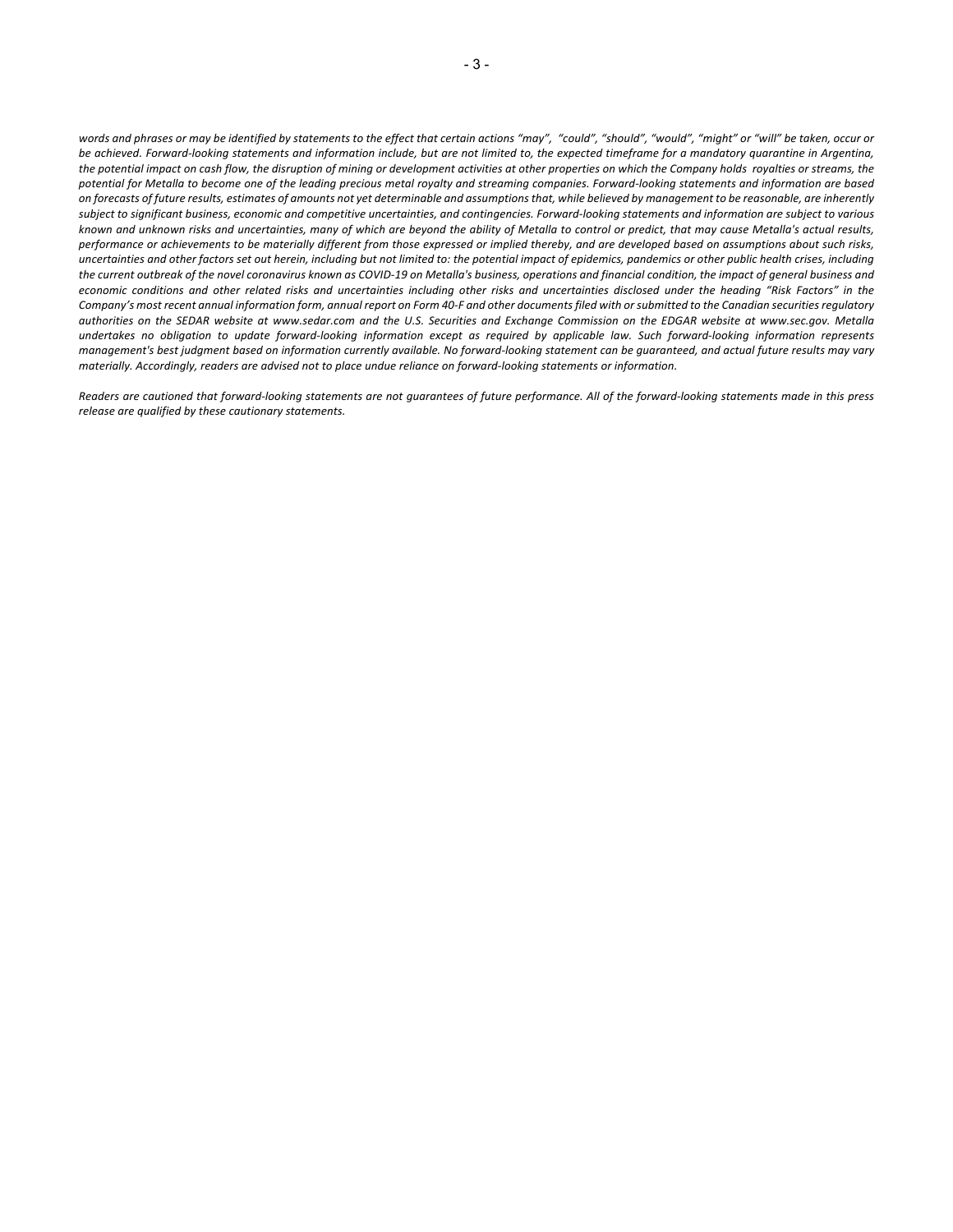*words and phrases or may be identified by statements to the effect that certain actions "may", "could", "should", "would", "might" or "will" be taken, occur or be achieved. Forward-looking statements and information include, but are not limited to, the expected timeframe for a mandatory quarantine in Argentina, the potential impact on cash flow, the disruption of mining or development activities at other properties on which the Company holds royalties or streams, the potential for Metalla to become one of the leading precious metal royalty and streaming companies. Forward-looking statements and information are based on forecasts of future results, estimates of amounts not yet determinable and assumptions that, while believed by management to be reasonable, are inherently subject to significant business, economic and competitive uncertainties, and contingencies. Forward-looking statements and information are subject to various known and unknown risks and uncertainties, many of which are beyond the ability of Metalla to control or predict, that may cause Metalla's actual results, performance or achievements to be materially different from those expressed or implied thereby, and are developed based on assumptions about such risks, uncertainties and other factors set out herein, including but not limited to: the potential impact of epidemics, pandemics or other public health crises, including the current outbreak of the novel coronavirus known as COVID-19 on Metalla's business, operations and financial condition, the impact of general business and economic conditions and other related risks and uncertainties including other risks and uncertainties disclosed under the heading "Risk Factors" in the Company's most recent annual information form, annual report on Form 40-F and other documents filed with or submitted to the Canadian securities regulatory authorities on the SEDAR website at www.sedar.com and the U.S. Securities and Exchange Commission on the EDGAR website at www.sec.gov. Metalla undertakes no obligation to update forward-looking information except as required by applicable law. Such forward-looking information represents management's best judgment based on information currently available. No forward-looking statement can be guaranteed, and actual future results may vary materially. Accordingly, readers are advised not to place undue reliance on forward-looking statements or information.*

*Readers are cautioned that forward-looking statements are not guarantees of future performance. All of the forward-looking statements made in this press release are qualified by these cautionary statements.*